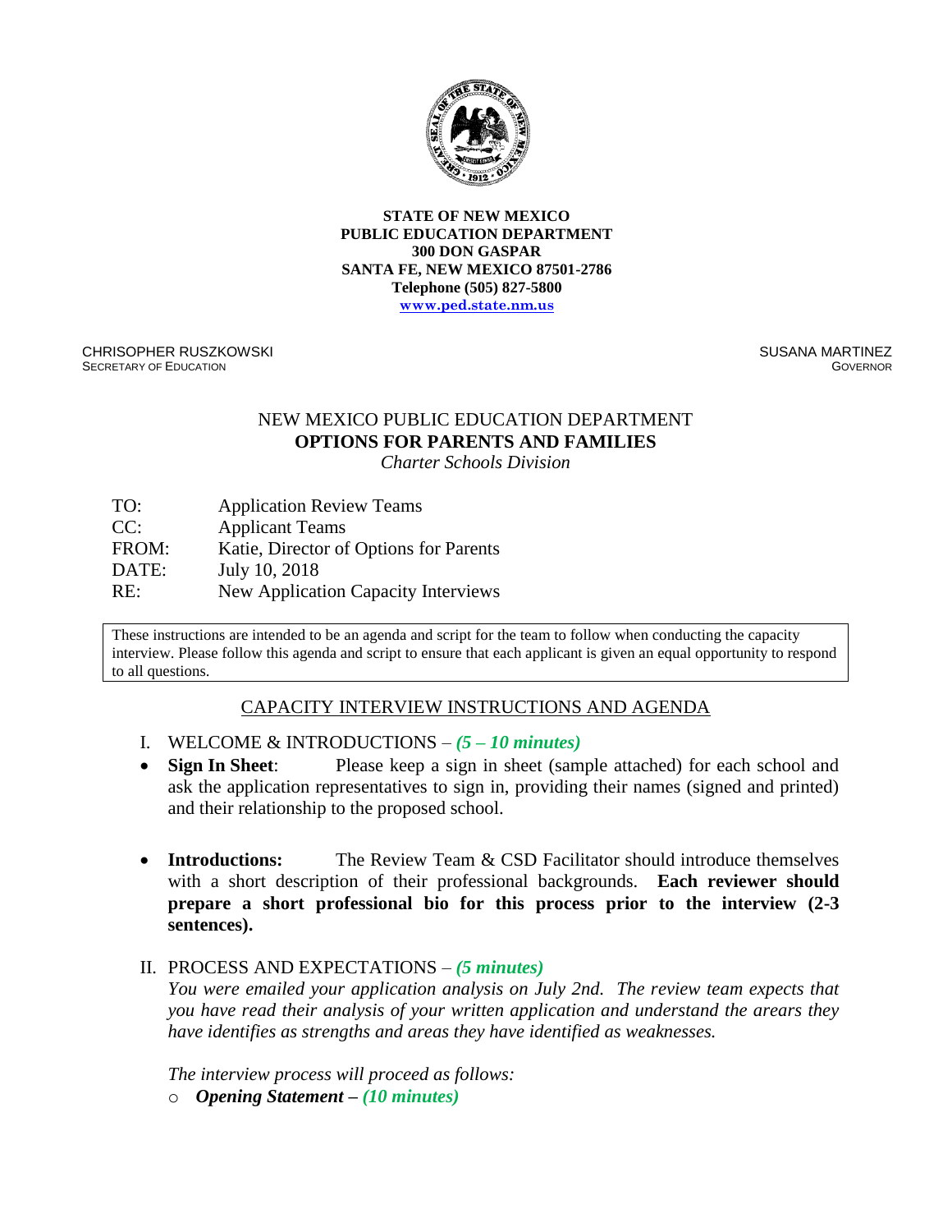**STATE OF NEW MEXICO**
**PUBLIC EDUCATION DEPARTMENT**
**300 DON GASPAR**
**SANTA FE, NEW MEXICO 87501-2786**
**Telephone (505) 827-5800**
**www.ped.state.nm.us**

CHRISOPHER RUSZKOWSKI
SECRETARY OF EDUCATION

SUSANA MARTINEZ
GOVERNOR

NEW MEXICO PUBLIC EDUCATION DEPARTMENT
**OPTIONS FOR PARENTS AND FAMILIES**
*Charter Schools Division*

TO: Application Review Teams
CC: Applicant Teams
FROM: Katie, Director of Options for Parents
DATE: July 10, 2018
RE: New Application Capacity Interviews

These instructions are intended to be an agenda and script for the team to follow when conducting the capacity interview. Please follow this agenda and script to ensure that each applicant is given an equal opportunity to respond to all questions.

## CAPACITY INTERVIEW INSTRUCTIONS AND AGENDA

I. WELCOME & INTRODUCTIONS – ***(5 – 10 minutes)***

- **Sign In Sheet**: Please keep a sign in sheet (sample attached) for each school and ask the application representatives to sign in, providing their names (signed and printed) and their relationship to the proposed school.

- **Introductions:** The Review Team & CSD Facilitator should introduce themselves with a short description of their professional backgrounds. **Each reviewer should prepare a short professional bio for this process prior to the interview (2-3 sentences).**

II. PROCESS AND EXPECTATIONS – ***(5 minutes)***

*You were emailed your application analysis on July 2nd. The review team expects that you have read their analysis of your written application and understand the arears they have identifies as strengths and areas they have identified as weaknesses.*

*The interview process will proceed as follows:*

- ***Opening Statement – (10 minutes)***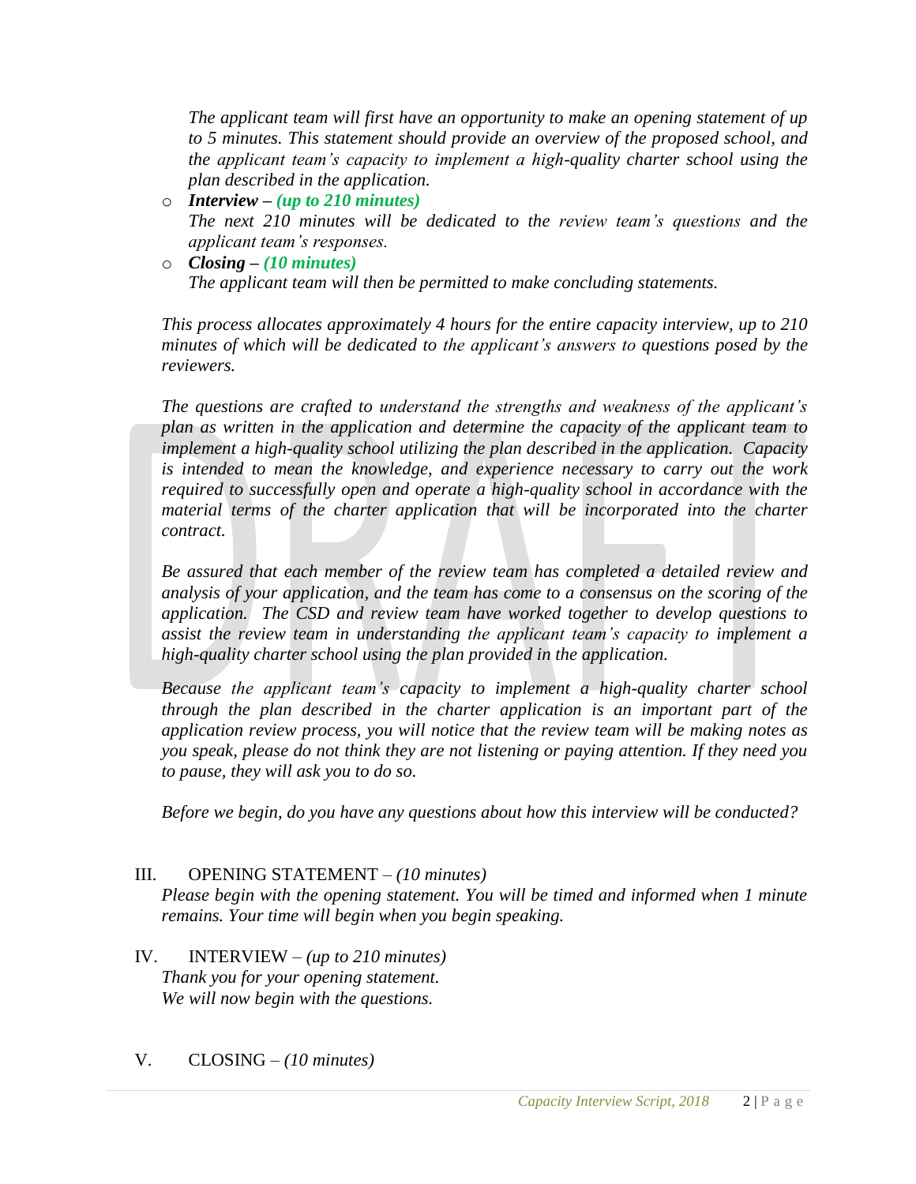*The applicant team will first have an opportunity to make an opening statement of up to 5 minutes. This statement should provide an overview of the proposed school, and the applicant team's capacity to implement a high-quality charter school using the plan described in the application.*

- ***Interview – (up to 210 minutes)***
  *The next 210 minutes will be dedicated to the review team's questions and the applicant team's responses.*
- ***Closing – (10 minutes)***
  *The applicant team will then be permitted to make concluding statements.*

*This process allocates approximately 4 hours for the entire capacity interview, up to 210 minutes of which will be dedicated to the applicant's answers to questions posed by the reviewers.*

*The questions are crafted to understand the strengths and weakness of the applicant's plan as written in the application and determine the capacity of the applicant team to implement a high-quality school utilizing the plan described in the application. Capacity is intended to mean the knowledge, and experience necessary to carry out the work required to successfully open and operate a high-quality school in accordance with the material terms of the charter application that will be incorporated into the charter contract.*

*Be assured that each member of the review team has completed a detailed review and analysis of your application, and the team has come to a consensus on the scoring of the application. The CSD and review team have worked together to develop questions to assist the review team in understanding the applicant team's capacity to implement a high-quality charter school using the plan provided in the application.*

*Because the applicant team's capacity to implement a high-quality charter school through the plan described in the charter application is an important part of the application review process, you will notice that the review team will be making notes as you speak, please do not think they are not listening or paying attention. If they need you to pause, they will ask you to do so.*

*Before we begin, do you have any questions about how this interview will be conducted?*

## III. OPENING STATEMENT – *(10 minutes)*

*Please begin with the opening statement. You will be timed and informed when 1 minute remains. Your time will begin when you begin speaking.*

## IV. INTERVIEW – *(up to 210 minutes)*

*Thank you for your opening statement.*
*We will now begin with the questions.*

## V. CLOSING – *(10 minutes)*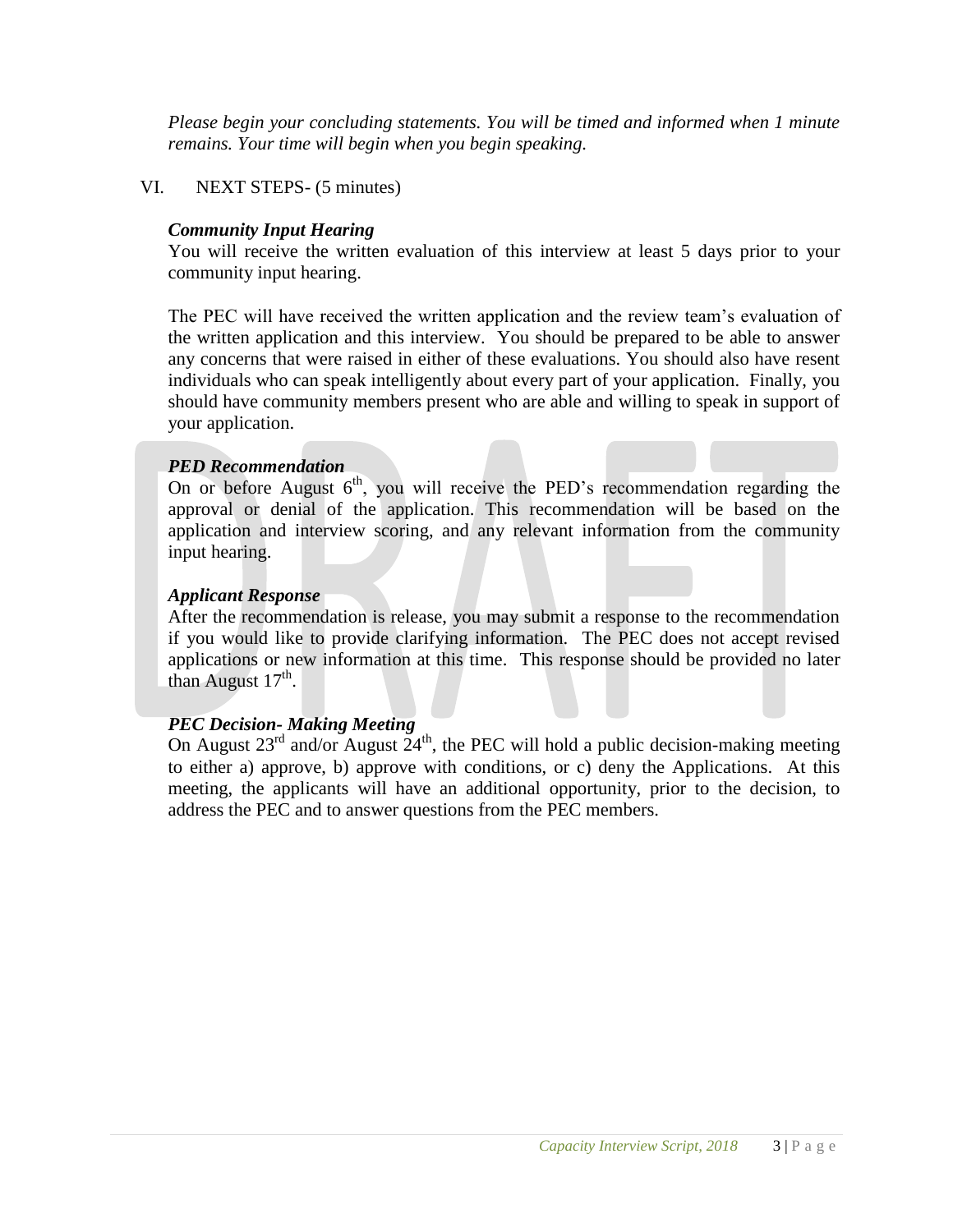*Please begin your concluding statements. You will be timed and informed when 1 minute remains. Your time will begin when you begin speaking.*

VI. NEXT STEPS- (5 minutes)

***Community Input Hearing***

You will receive the written evaluation of this interview at least 5 days prior to your community input hearing.

The PEC will have received the written application and the review team's evaluation of the written application and this interview. You should be prepared to be able to answer any concerns that were raised in either of these evaluations. You should also have resent individuals who can speak intelligently about every part of your application. Finally, you should have community members present who are able and willing to speak in support of your application.

***PED Recommendation***

On or before August 6th, you will receive the PED's recommendation regarding the approval or denial of the application. This recommendation will be based on the application and interview scoring, and any relevant information from the community input hearing.

***Applicant Response***

After the recommendation is release, you may submit a response to the recommendation if you would like to provide clarifying information. The PEC does not accept revised applications or new information at this time. This response should be provided no later than August 17th.

***PEC Decision- Making Meeting***

On August 23rd and/or August 24th, the PEC will hold a public decision-making meeting to either a) approve, b) approve with conditions, or c) deny the Applications. At this meeting, the applicants will have an additional opportunity, prior to the decision, to address the PEC and to answer questions from the PEC members.